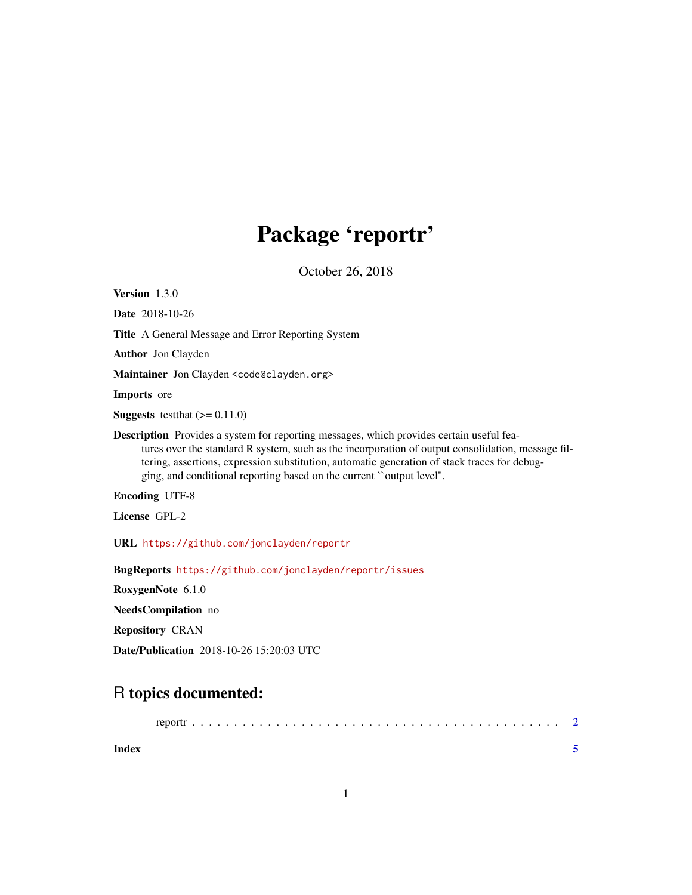# Package 'reportr'

October 26, 2018

**Version** 1.3.0

**Date** 2018-10-26

**Title** A General Message and Error Reporting System

**Author** Jon Clayden

**Maintainer** Jon Clayden <code@clayden.org>

**Imports** ore

**Suggests** testthat (>= 0.11.0)

**Description** Provides a system for reporting messages, which provides certain useful features over the standard R system, such as the incorporation of output consolidation, message filtering, assertions, expression substitution, automatic generation of stack traces for debugging, and conditional reporting based on the current ``output level''.

**Encoding** UTF-8

**License** GPL-2

**URL** https://github.com/jonclayden/reportr

**BugReports** https://github.com/jonclayden/reportr/issues

**RoxygenNote** 6.1.0

**NeedsCompilation** no

**Repository** CRAN

**Date/Publication** 2018-10-26 15:20:03 UTC

## R topics documented:

reportr . . . . . . . . . . . . . . . . . . . . . . . . . . . . . . . . . . . . . . . . . . 2

**Index** **5**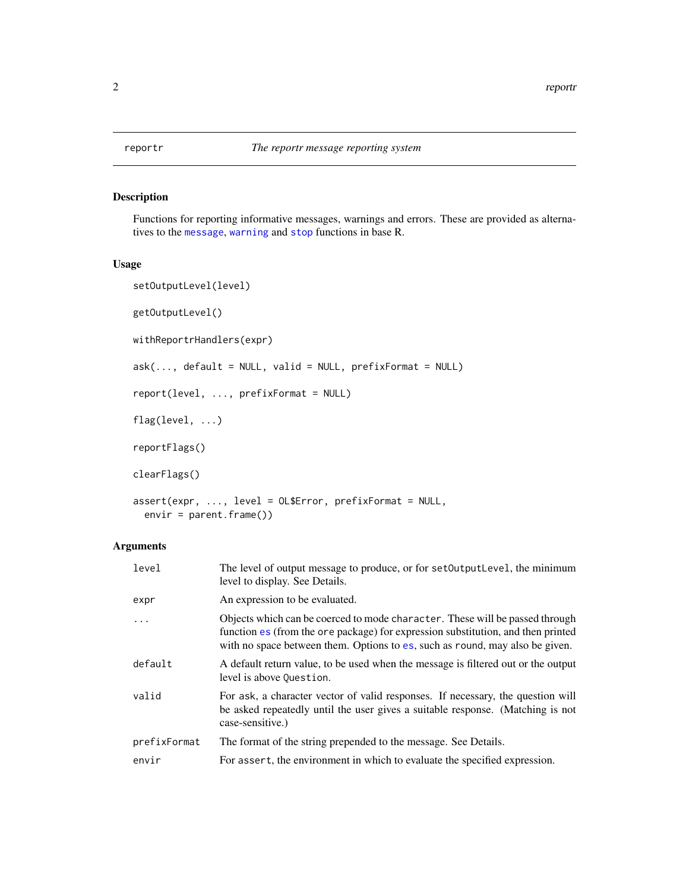`reportr` *The reportr message reporting system*

## Description

Functions for reporting informative messages, warnings and errors. These are provided as alternatives to the `message`, `warning` and `stop` functions in base R.

## Usage

```
setOutputLevel(level)

getOutputLevel()

withReportrHandlers(expr)

ask(..., default = NULL, valid = NULL, prefixFormat = NULL)

report(level, ..., prefixFormat = NULL)

flag(level, ...)

reportFlags()

clearFlags()

assert(expr, ..., level = OL$Error, prefixFormat = NULL,
  envir = parent.frame())
```

## Arguments

| | |
|---|---|
| `level` | The level of output message to produce, or for `setOutputLevel`, the minimum level to display. See Details. |
| `expr` | An expression to be evaluated. |
| `...` | Objects which can be coerced to mode `character`. These will be passed through function `es` (from the `ore` package) for expression substitution, and then printed with no space between them. Options to `es`, such as `round`, may also be given. |
| `default` | A default return value, to be used when the message is filtered out or the output level is above `Question`. |
| `valid` | For `ask`, a character vector of valid responses. If necessary, the question will be asked repeatedly until the user gives a suitable response. (Matching is not case-sensitive.) |
| `prefixFormat` | The format of the string prepended to the message. See Details. |
| `envir` | For `assert`, the environment in which to evaluate the specified expression. |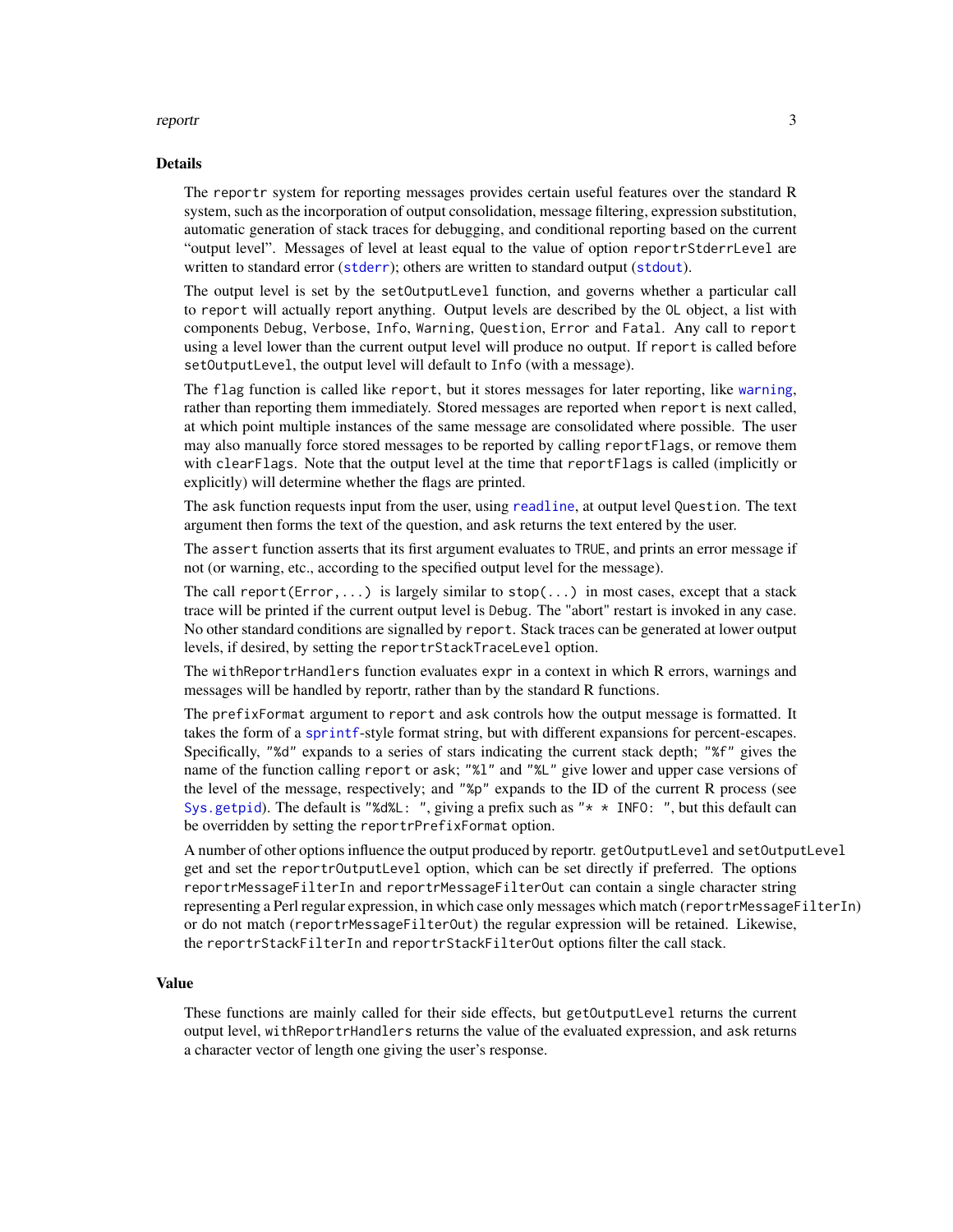## Details

The `reportr` system for reporting messages provides certain useful features over the standard R system, such as the incorporation of output consolidation, message filtering, expression substitution, automatic generation of stack traces for debugging, and conditional reporting based on the current "output level". Messages of level at least equal to the value of option `reportrStderrLevel` are written to standard error (`stderr`); others are written to standard output (`stdout`).

The output level is set by the `setOutputLevel` function, and governs whether a particular call to `report` will actually report anything. Output levels are described by the `OL` object, a list with components `Debug`, `Verbose`, `Info`, `Warning`, `Question`, `Error` and `Fatal`. Any call to `report` using a level lower than the current output level will produce no output. If `report` is called before `setOutputLevel`, the output level will default to `Info` (with a message).

The `flag` function is called like `report`, but it stores messages for later reporting, like `warning`, rather than reporting them immediately. Stored messages are reported when `report` is next called, at which point multiple instances of the same message are consolidated where possible. The user may also manually force stored messages to be reported by calling `reportFlags`, or remove them with `clearFlags`. Note that the output level at the time that `reportFlags` is called (implicitly or explicitly) will determine whether the flags are printed.

The `ask` function requests input from the user, using `readline`, at output level `Question`. The text argument then forms the text of the question, and `ask` returns the text entered by the user.

The `assert` function asserts that its first argument evaluates to `TRUE`, and prints an error message if not (or warning, etc., according to the specified output level for the message).

The call `report(Error,...)` is largely similar to `stop(...)` in most cases, except that a stack trace will be printed if the current output level is `Debug`. The "abort" restart is invoked in any case. No other standard conditions are signalled by `report`. Stack traces can be generated at lower output levels, if desired, by setting the `reportrStackTraceLevel` option.

The `withReportrHandlers` function evaluates `expr` in a context in which R errors, warnings and messages will be handled by reportr, rather than by the standard R functions.

The `prefixFormat` argument to `report` and `ask` controls how the output message is formatted. It takes the form of a `sprintf`-style format string, but with different expansions for percent-escapes. Specifically, `"%d"` expands to a series of stars indicating the current stack depth; `"%f"` gives the name of the function calling `report` or `ask`; `"%l"` and `"%L"` give lower and upper case versions of the level of the message, respectively; and `"%p"` expands to the ID of the current R process (see `Sys.getpid`). The default is `"%d%L: "`, giving a prefix such as `"* * INFO: "`, but this default can be overridden by setting the `reportrPrefixFormat` option.

A number of other options influence the output produced by reportr. `getOutputLevel` and `setOutputLevel` get and set the `reportrOutputLevel` option, which can be set directly if preferred. The options `reportrMessageFilterIn` and `reportrMessageFilterOut` can contain a single character string representing a Perl regular expression, in which case only messages which match (`reportrMessageFilterIn`) or do not match (`reportrMessageFilterOut`) the regular expression will be retained. Likewise, the `reportrStackFilterIn` and `reportrStackFilterOut` options filter the call stack.

## Value

These functions are mainly called for their side effects, but `getOutputLevel` returns the current output level, `withReportrHandlers` returns the value of the evaluated expression, and `ask` returns a character vector of length one giving the user's response.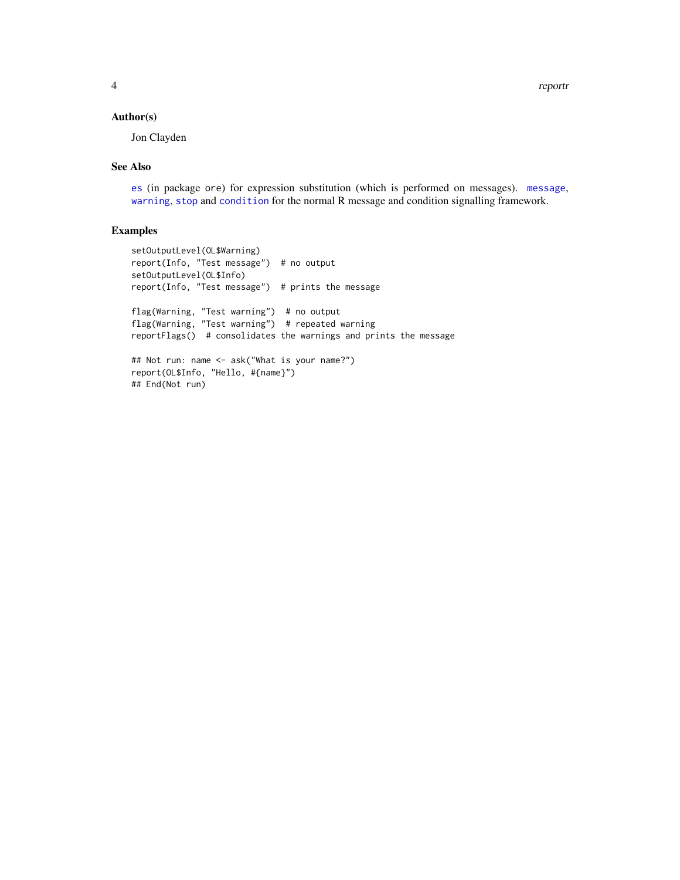### Author(s)

Jon Clayden

### See Also

`es` (in package `ore`) for expression substitution (which is performed on messages). `message`, `warning`, `stop` and `condition` for the normal R message and condition signalling framework.

### Examples

```
setOutputLevel(OL$Warning)
report(Info, "Test message")  # no output
setOutputLevel(OL$Info)
report(Info, "Test message")  # prints the message

flag(Warning, "Test warning")  # no output
flag(Warning, "Test warning")  # repeated warning
reportFlags()  # consolidates the warnings and prints the message

## Not run: name <- ask("What is your name?")
report(OL$Info, "Hello, #{name}")
## End(Not run)
```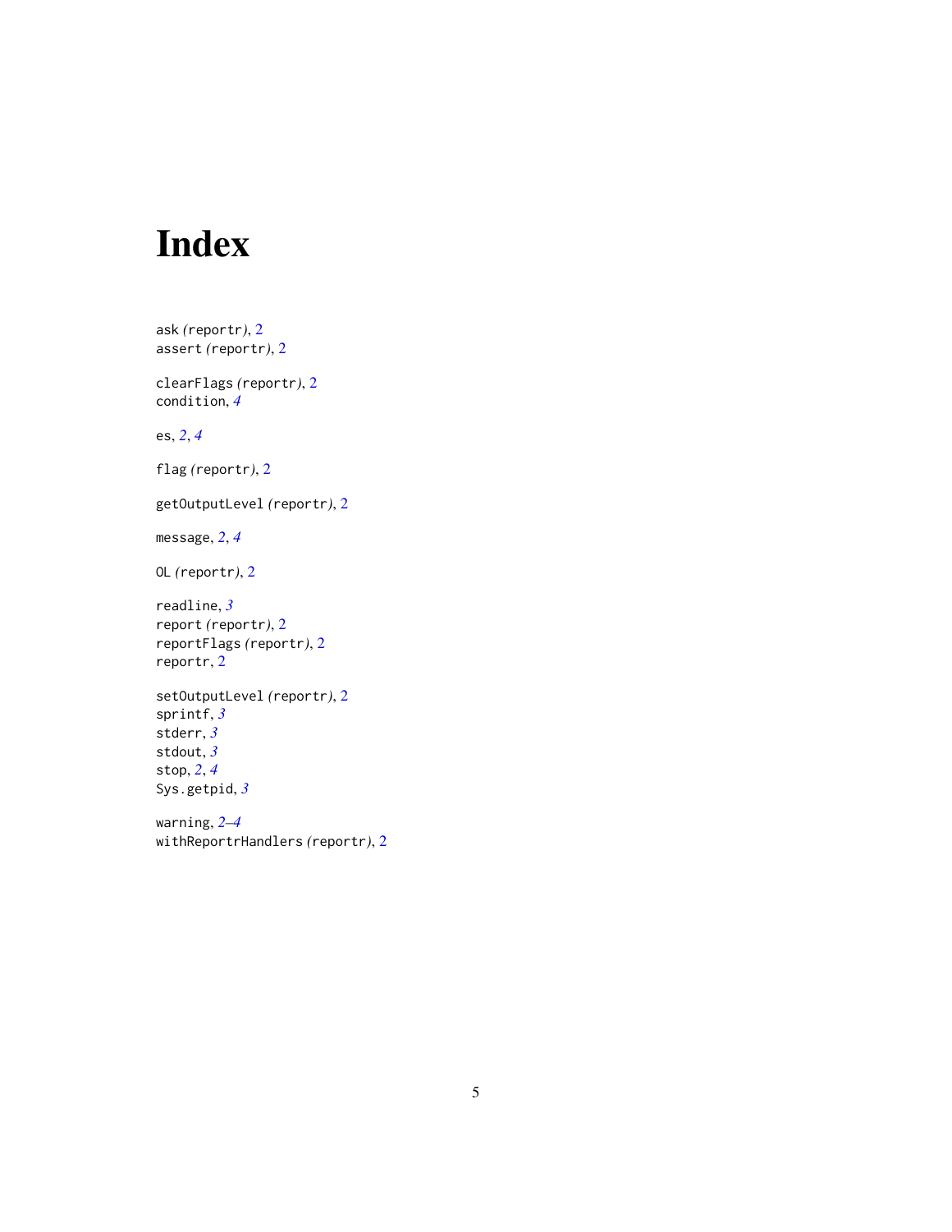# Index

ask *(reportr)*, 2
assert *(reportr)*, 2

clearFlags *(reportr)*, 2
condition, *4*

es, *2*, *4*

flag *(reportr)*, 2

getOutputLevel *(reportr)*, 2

message, *2*, *4*

OL *(reportr)*, 2

readline, *3*
report *(reportr)*, 2
reportFlags *(reportr)*, 2
reportr, 2

setOutputLevel *(reportr)*, 2
sprintf, *3*
stderr, *3*
stdout, *3*
stop, *2*, *4*
Sys.getpid, *3*

warning, *2–4*
withReportrHandlers *(reportr)*, 2